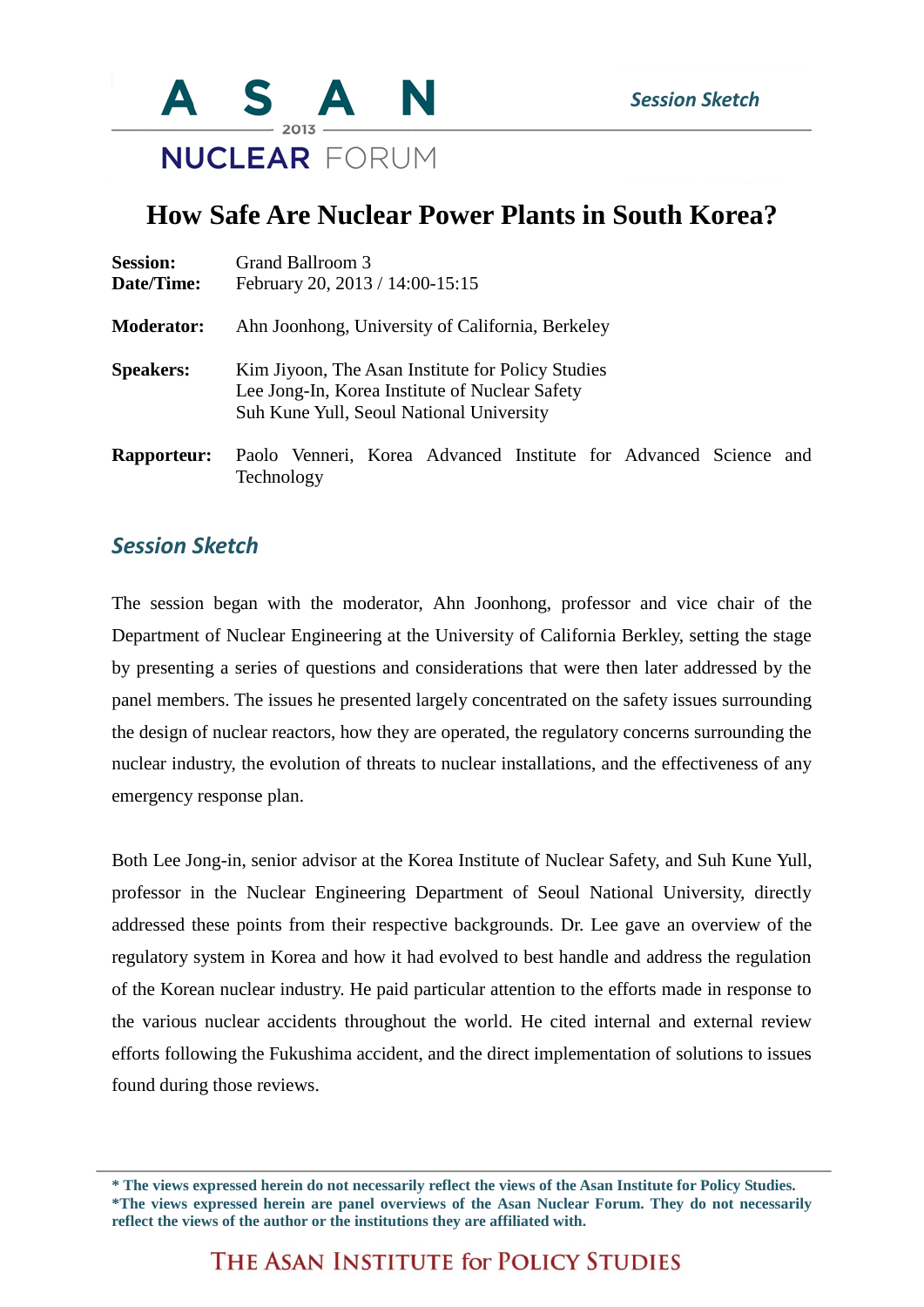# How Safe Are Nuclear Power Plants in South Korea?

**Session:** Grand Ballroom 3
**Date/Time:** February 20, 2013 / 14:00-15:15

**Moderator:** Ahn Joonhong, University of California, Berkeley

**Speakers:** Kim Jiyoon, The Asan Institute for Policy Studies
Lee Jong-In, Korea Institute of Nuclear Safety
Suh Kune Yull, Seoul National University

**Rapporteur:** Paolo Venneri, Korea Advanced Institute for Advanced Science and Technology

## *Session Sketch*

The session began with the moderator, Ahn Joonhong, professor and vice chair of the Department of Nuclear Engineering at the University of California Berkley, setting the stage by presenting a series of questions and considerations that were then later addressed by the panel members. The issues he presented largely concentrated on the safety issues surrounding the design of nuclear reactors, how they are operated, the regulatory concerns surrounding the nuclear industry, the evolution of threats to nuclear installations, and the effectiveness of any emergency response plan.

Both Lee Jong-in, senior advisor at the Korea Institute of Nuclear Safety, and Suh Kune Yull, professor in the Nuclear Engineering Department of Seoul National University, directly addressed these points from their respective backgrounds. Dr. Lee gave an overview of the regulatory system in Korea and how it had evolved to best handle and address the regulation of the Korean nuclear industry. He paid particular attention to the efforts made in response to the various nuclear accidents throughout the world. He cited internal and external review efforts following the Fukushima accident, and the direct implementation of solutions to issues found during those reviews.

**\* The views expressed herein do not necessarily reflect the views of the Asan Institute for Policy Studies.**
**\*The views expressed herein are panel overviews of the Asan Nuclear Forum. They do not necessarily reflect the views of the author or the institutions they are affiliated with.**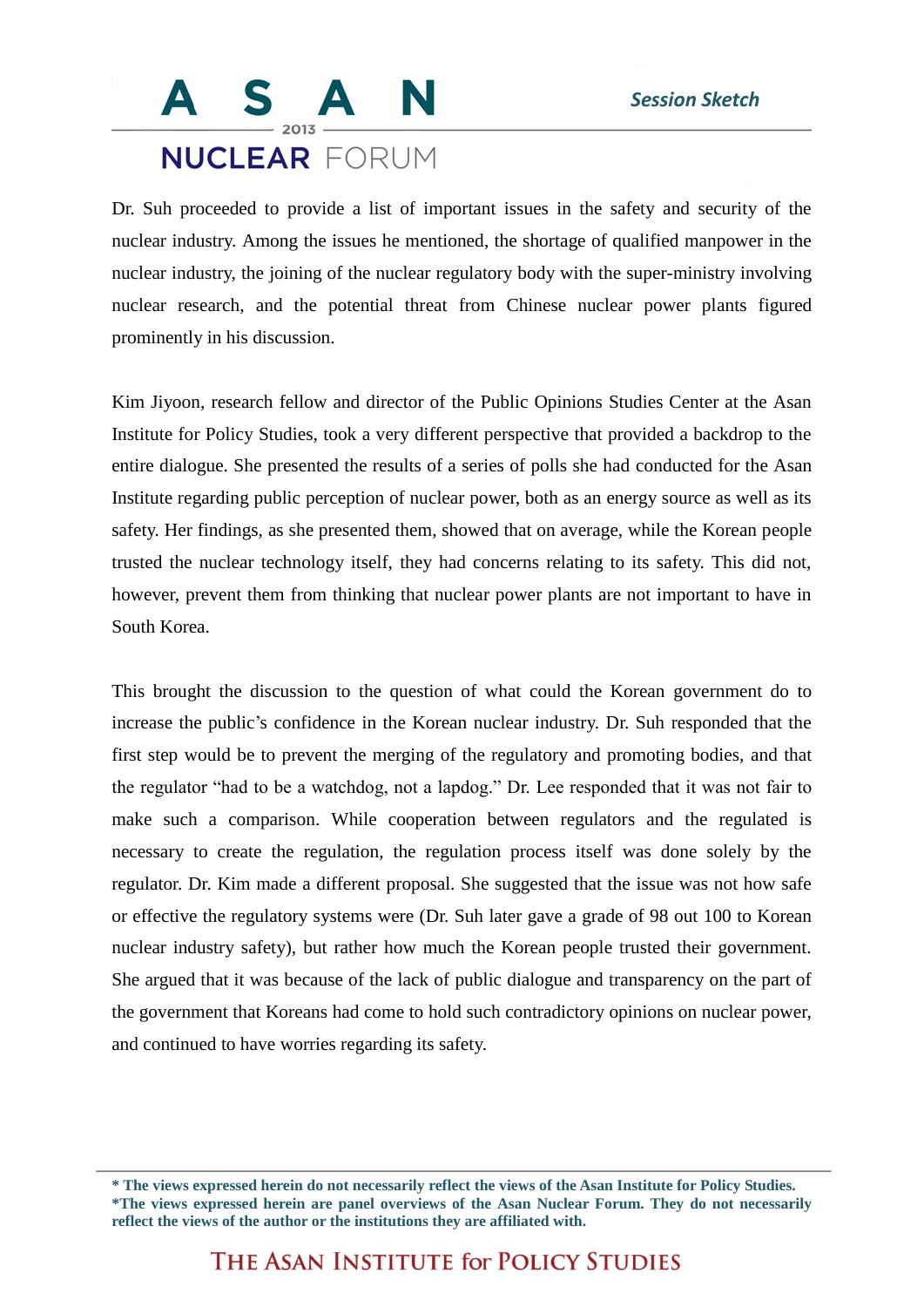Dr. Suh proceeded to provide a list of important issues in the safety and security of the nuclear industry. Among the issues he mentioned, the shortage of qualified manpower in the nuclear industry, the joining of the nuclear regulatory body with the super-ministry involving nuclear research, and the potential threat from Chinese nuclear power plants figured prominently in his discussion.

Kim Jiyoon, research fellow and director of the Public Opinions Studies Center at the Asan Institute for Policy Studies, took a very different perspective that provided a backdrop to the entire dialogue. She presented the results of a series of polls she had conducted for the Asan Institute regarding public perception of nuclear power, both as an energy source as well as its safety. Her findings, as she presented them, showed that on average, while the Korean people trusted the nuclear technology itself, they had concerns relating to its safety. This did not, however, prevent them from thinking that nuclear power plants are not important to have in South Korea.

This brought the discussion to the question of what could the Korean government do to increase the public's confidence in the Korean nuclear industry. Dr. Suh responded that the first step would be to prevent the merging of the regulatory and promoting bodies, and that the regulator "had to be a watchdog, not a lapdog." Dr. Lee responded that it was not fair to make such a comparison. While cooperation between regulators and the regulated is necessary to create the regulation, the regulation process itself was done solely by the regulator. Dr. Kim made a different proposal. She suggested that the issue was not how safe or effective the regulatory systems were (Dr. Suh later gave a grade of 98 out 100 to Korean nuclear industry safety), but rather how much the Korean people trusted their government. She argued that it was because of the lack of public dialogue and transparency on the part of the government that Koreans had come to hold such contradictory opinions on nuclear power, and continued to have worries regarding its safety.

**\* The views expressed herein do not necessarily reflect the views of the Asan Institute for Policy Studies.**
**\*The views expressed herein are panel overviews of the Asan Nuclear Forum. They do not necessarily reflect the views of the author or the institutions they are affiliated with.**